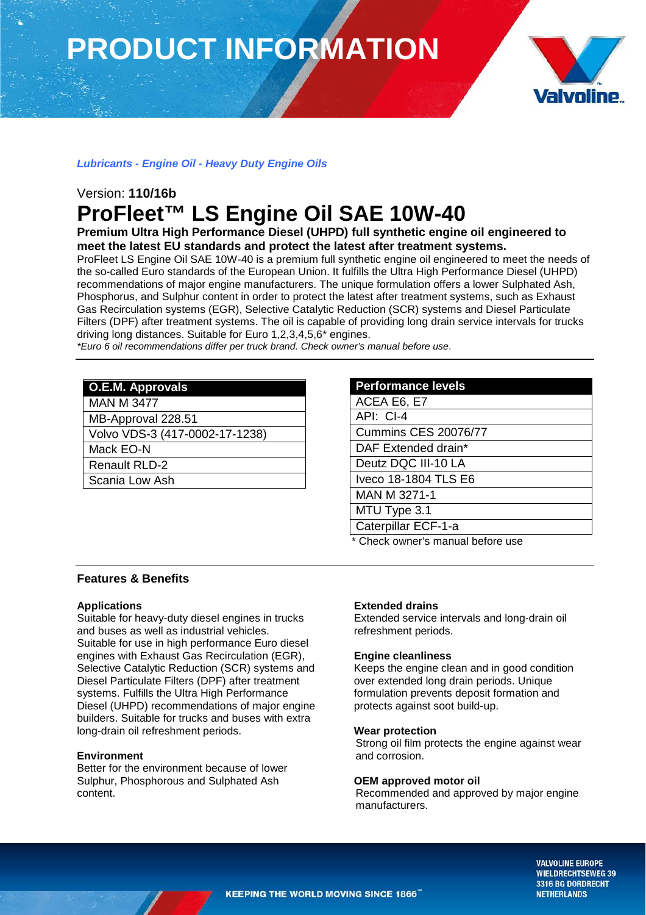# PRODUCT INFORMATION

***Lubricants - Engine Oil - Heavy Duty Engine Oils***

Version: **110/16b**

# ProFleet™ LS Engine Oil SAE 10W-40

**Premium Ultra High Performance Diesel (UHPD) full synthetic engine oil engineered to meet the latest EU standards and protect the latest after treatment systems.**

ProFleet LS Engine Oil SAE 10W-40 is a premium full synthetic engine oil engineered to meet the needs of the so-called Euro standards of the European Union. It fulfills the Ultra High Performance Diesel (UHPD) recommendations of major engine manufacturers. The unique formulation offers a lower Sulphated Ash, Phosphorus, and Sulphur content in order to protect the latest after treatment systems, such as Exhaust Gas Recirculation systems (EGR), Selective Catalytic Reduction (SCR) systems and Diesel Particulate Filters (DPF) after treatment systems. The oil is capable of providing long drain service intervals for trucks driving long distances. Suitable for Euro 1,2,3,4,5,6* engines.

*\*Euro 6 oil recommendations differ per truck brand. Check owner's manual before use.*

| O.E.M. Approvals |
|---|
| MAN M 3477 |
| MB-Approval 228.51 |
| Volvo VDS-3 (417-0002-17-1238) |
| Mack EO-N |
| Renault RLD-2 |
| Scania Low Ash |

| Performance levels |
|---|
| ACEA E6, E7 |
| API: CI-4 |
| Cummins CES 20076/77 |
| DAF Extended drain* |
| Deutz DQC III-10 LA |
| Iveco 18-1804 TLS E6 |
| MAN M 3271-1 |
| MTU Type 3.1 |
| Caterpillar ECF-1-a |

\* Check owner's manual before use

## Features & Benefits

**Applications**
Suitable for heavy-duty diesel engines in trucks and buses as well as industrial vehicles. Suitable for use in high performance Euro diesel engines with Exhaust Gas Recirculation (EGR), Selective Catalytic Reduction (SCR) systems and Diesel Particulate Filters (DPF) after treatment systems. Fulfills the Ultra High Performance Diesel (UHPD) recommendations of major engine builders. Suitable for trucks and buses with extra long-drain oil refreshment periods.

**Environment**
Better for the environment because of lower Sulphur, Phosphorous and Sulphated Ash content.

**Extended drains**
Extended service intervals and long-drain oil refreshment periods.

**Engine cleanliness**
Keeps the engine clean and in good condition over extended long drain periods. Unique formulation prevents deposit formation and protects against soot build-up.

**Wear protection**
Strong oil film protects the engine against wear and corrosion.

**OEM approved motor oil**
Recommended and approved by major engine manufacturers.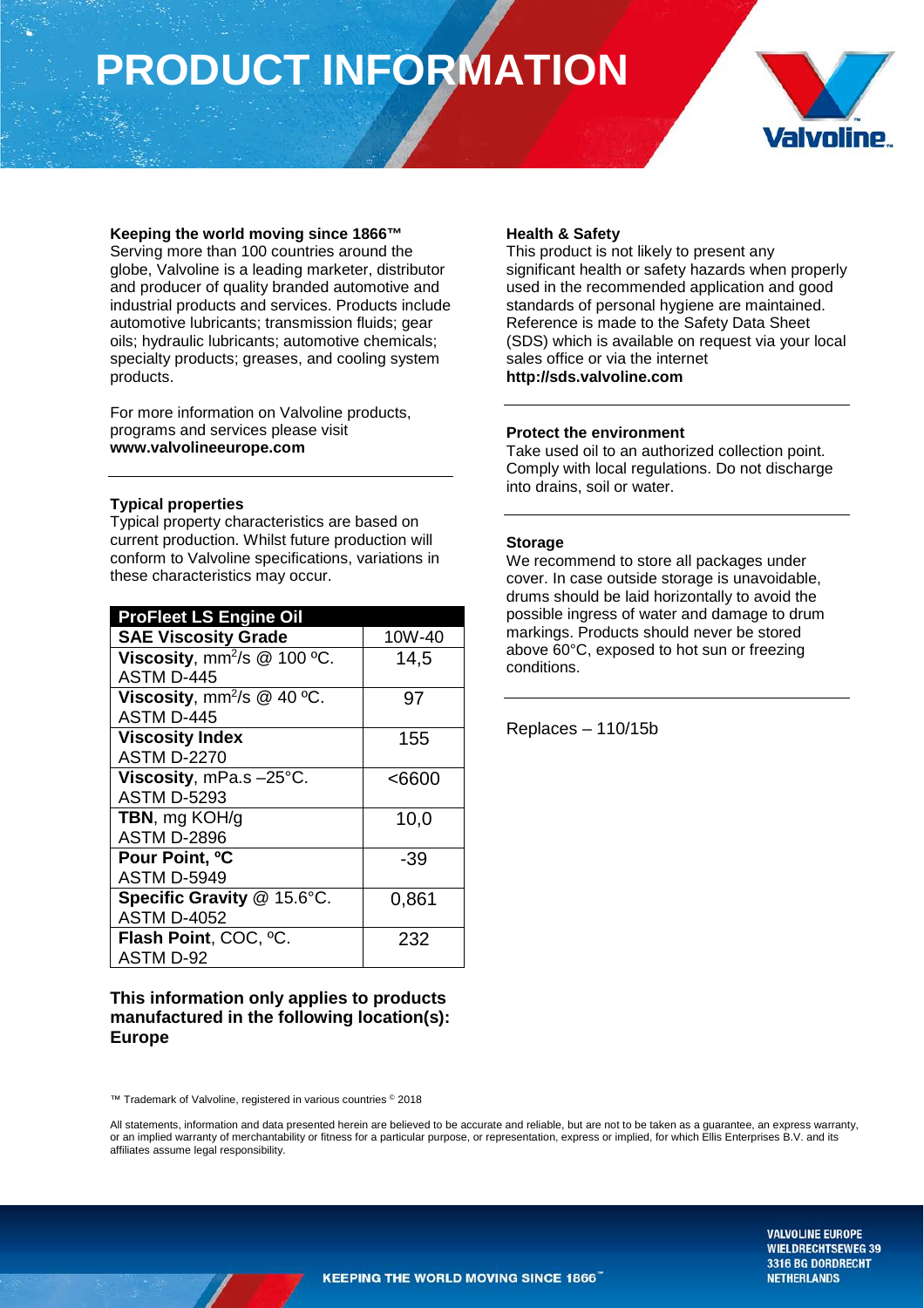# PRODUCT INFORMATION

**Keeping the world moving since 1866™**

Serving more than 100 countries around the globe, Valvoline is a leading marketer, distributor and producer of quality branded automotive and industrial products and services. Products include automotive lubricants; transmission fluids; gear oils; hydraulic lubricants; automotive chemicals; specialty products; greases, and cooling system products.

For more information on Valvoline products, programs and services please visit **www.valvolineeurope.com**

**Typical properties**

Typical property characteristics are based on current production. Whilst future production will conform to Valvoline specifications, variations in these characteristics may occur.

| **ProFleet LS Engine Oil** | |
|---|---|
| **SAE Viscosity Grade** | 10W-40 |
| **Viscosity**, $mm^2/s$ @ 100 ºC. ASTM D-445 | 14,5 |
| **Viscosity**, $mm^2/s$ @ 40 ºC. ASTM D-445 | 97 |
| **Viscosity Index** ASTM D-2270 | 155 |
| **Viscosity**, mPa.s –25°C. ASTM D-5293 | <6600 |
| **TBN**, mg KOH/g ASTM D-2896 | 10,0 |
| **Pour Point, ºC** ASTM D-5949 | -39 |
| **Specific Gravity** @ 15.6°C. ASTM D-4052 | 0,861 |
| **Flash Point**, COC, ºC. ASTM D-92 | 232 |

**This information only applies to products manufactured in the following location(s): Europe**

**Health & Safety**

This product is not likely to present any significant health or safety hazards when properly used in the recommended application and good standards of personal hygiene are maintained. Reference is made to the Safety Data Sheet (SDS) which is available on request via your local sales office or via the internet **http://sds.valvoline.com**

**Protect the environment**

Take used oil to an authorized collection point. Comply with local regulations. Do not discharge into drains, soil or water.

**Storage**

We recommend to store all packages under cover. In case outside storage is unavoidable, drums should be laid horizontally to avoid the possible ingress of water and damage to drum markings. Products should never be stored above 60°C, exposed to hot sun or freezing conditions.

Replaces – 110/15b

™ Trademark of Valvoline, registered in various countries © 2018

All statements, information and data presented herein are believed to be accurate and reliable, but are not to be taken as a guarantee, an express warranty, or an implied warranty of merchantability or fitness for a particular purpose, or representation, express or implied, for which Ellis Enterprises B.V. and its affiliates assume legal responsibility.

KEEPING THE WORLD MOVING SINCE 1866™

VALVOLINE EUROPE
WIELDRECHTSEWEG 39
3316 BG DORDRECHT
NETHERLANDS